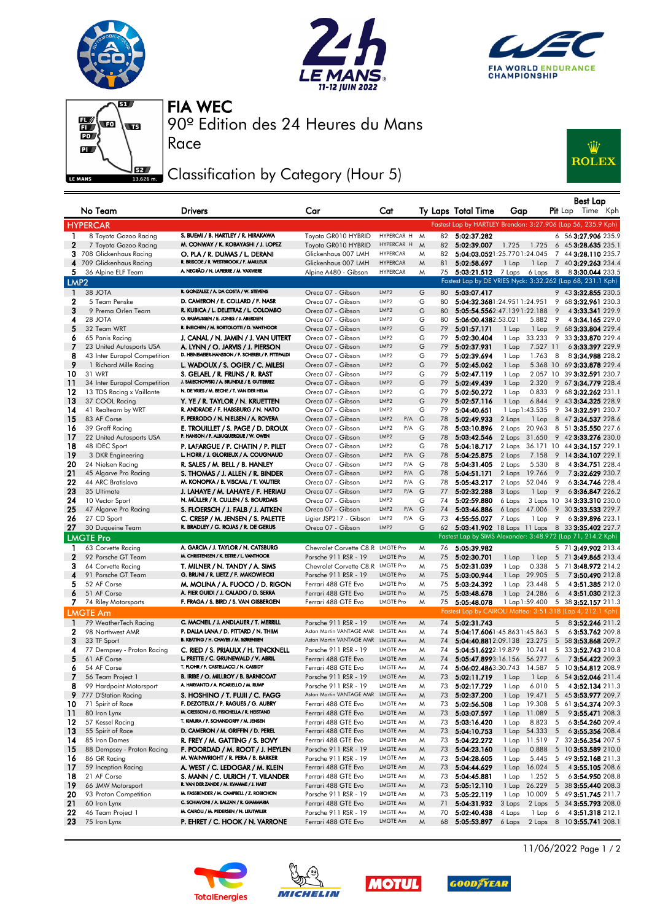# FIA WEC

## 90º Edition des 24 Heures du Mans

## Race

## Classification by Category (Hour 5)

| No | Team | Drivers | Car | Cat | Ty | Laps | Total Time | Gap | | Pit | Best Lap Lap | Best Lap Time | Best Lap Kph |
|---|---|---|---|---|---|---|---|---|---|---|---|---|---|
| **HYPERCAR** | | | | | | | | Fastest Lap by HARTLEY Brendon: 3:27.906 (Lap 56, 235.9 Kph) | | | | | |
| 1 | 8 Toyota Gazoo Racing | S. BUEMI / B. HARTLEY / R. HIRAKAWA | Toyota GR010 HYBRID | HYPERCAR H | M | 82 | 5:02:37.282 | | | 6 | 56 | 3:27.906 | 235.9 |
| 2 | 7 Toyota Gazoo Racing | M. CONWAY / K. KOBAYASHI / J. LOPEZ | Toyota GR010 HYBRID | HYPERCAR H | M | 82 | 5:02:39.007 | 1.725 | 1.725 | 6 | 45 | 3:28.635 | 235.1 |
| 3 | 708 Glickenhaus Racing | O. PLA / R. DUMAS / L. DERANI | Glickenhaus 007 LMH | HYPERCAR | M | 82 | 5:04:03.052 | 1:25.770 | 1:24.045 | 7 | 44 | 3:28.110 | 235.7 |
| 4 | 709 Glickenhaus Racing | R. BRISCOE / R. WESTBROOK / F. MAILLEUX | Glickenhaus 007 LMH | HYPERCAR | M | 81 | 5:02:58.697 | 1 Lap | 1 Lap | 7 | 40 | 3:29.263 | 234.4 |
| 5 | 36 Alpine ELF Team | A. NEGRÃO / N. LAPIERRE / M. VAXIVIERE | Alpine A480 - Gibson | HYPERCAR | M | 75 | 5:03:21.512 | 7 Laps | 6 Laps | 8 | 8 | 3:30.044 | 233.5 |
| **LMP2** | | | | | | | | Fastest Lap by DE VRIES Nyck: 3:32.262 (Lap 68, 231.1 Kph) | | | | | |
| 1 | 38 JOTA | R. GONZALEZ / A. DA COSTA / W. STEVENS | Oreca 07 - Gibson | LMP2 | G | 80 | 5:03:07.417 | | | 9 | 43 | 3:32.855 | 230.5 |
| 2 | 5 Team Penske | D. CAMERON / E. COLLARD / F. NASR | Oreca 07 - Gibson | LMP2 | G | 80 | 5:04:32.368 | 1:24.951 | 1:24.951 | 9 | 68 | 3:32.961 | 230.3 |
| 3 | 9 Prema Orlen Team | R. KUBICA / L. DELETRAZ / L. COLOMBO | Oreca 07 - Gibson | LMP2 | G | 80 | 5:05:54.556 | 2:47.139 | 1:22.188 | 9 | 4 | 3:33.341 | 229.9 |
| 4 | 28 JOTA | O. RASMUSSEN / E. JONES / J. ABERDEIN | Oreca 07 - Gibson | LMP2 | G | 80 | 5:06:00.438 | 2:53.021 | 5.882 | 9 | 4 | 3:34.165 | 229.0 |
| 5 | 32 Team WRT | R. INEICHEN / M. BORTOLOTTI / D. VANTHOOR | Oreca 07 - Gibson | LMP2 | G | 79 | 5:01:57.171 | 1 Lap | 1 Lap | 9 | 68 | 3:33.804 | 229.4 |
| 6 | 65 Panis Racing | J. CANAL / N. JAMIN / J. VAN UITERT | Oreca 07 - Gibson | LMP2 | G | 79 | 5:02:30.404 | 1 Lap | 33.233 | 9 | 33 | 3:33.870 | 229.4 |
| 7 | 23 United Autosports USA | A. LYNN / O. JARVIS / J. PIERSON | Oreca 07 - Gibson | LMP2 | G | 79 | 5:02:37.931 | 1 Lap | 7.527 | 11 | 6 | 3:33.397 | 229.9 |
| 8 | 43 Inter Europol Competition | D. HEINEMEIER-HANSSON / F. SCHERER / P. FITTIPALDI | Oreca 07 - Gibson | LMP2 | G | 79 | 5:02:39.694 | 1 Lap | 1.763 | 8 | 8 | 3:34.988 | 228.2 |
| 9 | 1 Richard Mille Racing | L. WADOUX / S. OGIER / C. MILESI | Oreca 07 - Gibson | LMP2 | G | 79 | 5:02:45.062 | 1 Lap | 5.368 | 10 | 69 | 3:33.804 | 229.4 |
| 10 | 31 WRT | S. GELAEL / R. FRIJNS / R. RAST | Oreca 07 - Gibson | LMP2 | G | 79 | 5:02:47.119 | 1 Lap | 2.057 | 10 | 39 | 3:32.591 | 230.7 |
| 11 | 34 Inter Europol Competition | J. SMIECHOWSKI / A. BRUNDLE / E. GUTIERREZ | Oreca 07 - Gibson | LMP2 | G | 79 | 5:02:49.439 | 1 Lap | 2.320 | 9 | 67 | 3:34.779 | 228.4 |
| 12 | 13 TDS Racing x Vaillante | N. DE VRIES / M. BECHE / T. VAN DER HELM | Oreca 07 - Gibson | LMP2 | G | 79 | 5:02:50.272 | 1 Lap | 0.833 | 9 | 68 | 3:32.262 | 231.1 |
| 13 | 37 COOL Racing | Y. YE / R. TAYLOR / N. KRUETTEN | Oreca 07 - Gibson | LMP2 | G | 79 | 5:02:57.116 | 1 Lap | 6.844 | 9 | 43 | 3:34.325 | 228.9 |
| 14 | 41 Realteam by WRT | R. ANDRADE / F. HABSBURG / N. NATO | Oreca 07 - Gibson | LMP2 | G | 79 | 5:04:40.651 | 1 Lap | 1:43.535 | 9 | 34 | 3:32.591 | 230.7 |
| 15 | 83 AF Corse | F. PERRODO / N. NIELSEN / A. ROVERA | Oreca 07 - Gibson | LMP2 P/A | G | 78 | 5:02:49.933 | 2 Laps | 1 Lap | 8 | 47 | 3:34.537 | 228.6 |
| 16 | 39 Graff Racing | E. TROUILLET / S. PAGE / D. DROUX | Oreca 07 - Gibson | LMP2 P/A | G | 78 | 5:03:10.896 | 2 Laps | 20.963 | 8 | 51 | 3:35.550 | 227.6 |
| 17 | 22 United Autosports USA | P. HANSON / F. ALBUQUERQUE / W. OWEN | Oreca 07 - Gibson | LMP2 | G | 78 | 5:03:42.546 | 2 Laps | 31.650 | 9 | 42 | 3:33.276 | 230.0 |
| 18 | 48 IDEC Sport | P. LAFARGUE / P. CHATIN / P. PILET | Oreca 07 - Gibson | LMP2 | G | 78 | 5:04:18.717 | 2 Laps | 36.171 | 10 | 44 | 3:34.157 | 229.1 |
| 19 | 3 DKR Engineering | L. HORR / J. GLORIEUX / A. COUGNAUD | Oreca 07 - Gibson | LMP2 P/A | G | 78 | 5:04:25.875 | 2 Laps | 7.158 | 9 | 14 | 3:34.107 | 229.1 |
| 20 | 24 Nielsen Racing | R. SALES / M. BELL / B. HANLEY | Oreca 07 - Gibson | LMP2 P/A | G | 78 | 5:04:31.405 | 2 Laps | 5.530 | 8 | 4 | 3:34.751 | 228.4 |
| 21 | 45 Algarve Pro Racing | S. THOMAS / J. ALLEN / R. BINDER | Oreca 07 - Gibson | LMP2 P/A | G | 78 | 5:04:51.171 | 2 Laps | 19.766 | 9 | 7 | 3:32.629 | 230.7 |
| 22 | 44 ARC Bratislava | M. KONOPKA / B. VISCAAL / T. VAUTIER | Oreca 07 - Gibson | LMP2 P/A | G | 78 | 5:05:43.217 | 2 Laps | 52.046 | 9 | 6 | 3:34.746 | 228.4 |
| 23 | 35 Ultimate | J. LAHAYE / M. LAHAYE / F. HERIAU | Oreca 07 - Gibson | LMP2 P/A | G | 77 | 5:02:32.288 | 3 Laps | 1 Lap | 9 | 6 | 3:36.847 | 226.2 |
| 24 | 10 Vector Sport | N. MÜLLER / R. CULLEN / S. BOURDAIS | Oreca 07 - Gibson | LMP2 | G | 74 | 5:02:59.880 | 6 Laps | 3 Laps | 10 | 34 | 3:33.310 | 230.0 |
| 25 | 47 Algarve Pro Racing | S. FLOERSCH / J. FALB / J. AITKEN | Oreca 07 - Gibson | LMP2 P/A | G | 74 | 5:03:46.886 | 6 Laps | 47.006 | 9 | 30 | 3:33.533 | 229.7 |
| 26 | 27 CD Sport | C. CRESP / M. JENSEN / S. PALETTE | Ligier JSP217 - Gibson | LMP2 P/A | G | 73 | 4:55:55.027 | 7 Laps | 1 Lap | 9 | 6 | 3:39.896 | 223.1 |
| 27 | 30 Duqueine Team | R. BRADLEY / G. ROJAS / R. DE GERUS | Oreca 07 - Gibson | LMP2 | G | 62 | 5:03:41.902 | 18 Laps | 11 Laps | 8 | 33 | 3:35.402 | 227.7 |
| **LMGTE Pro** | | | | | | | | Fastest Lap by SIMS Alexander: 3:48.972 (Lap 71, 214.2 Kph) | | | | | |
| 1 | 63 Corvette Racing | A. GARCIA / J. TAYLOR / N. CATSBURG | Chevrolet Corvette C8.R | LMGTE Pro | M | 76 | 5:05:39.982 | | | 5 | 71 | 3:49.902 | 213.4 |
| 2 | 92 Porsche GT Team | M. CHRISTENSEN / K. ESTRE / L. VANTHOOR | Porsche 911 RSR - 19 | LMGTE Pro | M | 75 | 5:02:30.701 | 1 Lap | 1 Lap | 5 | 71 | 3:49.865 | 213.4 |
| 3 | 64 Corvette Racing | T. MILNER / N. TANDY / A. SIMS | Chevrolet Corvette C8.R | LMGTE Pro | M | 75 | 5:02:31.039 | 1 Lap | 0.338 | 5 | 71 | 3:48.972 | 214.2 |
| 4 | 91 Porsche GT Team | G. BRUNI / R. LIETZ / F. MAKOWIECKI | Porsche 911 RSR - 19 | LMGTE Pro | M | 75 | 5:03:00.944 | 1 Lap | 29.905 | 5 | 7 | 3:50.490 | 212.8 |
| 5 | 52 AF Corse | M. MOLINA / A. FUOCO / D. RIGON | Ferrari 488 GTE Evo | LMGTE Pro | M | 75 | 5:03:24.392 | 1 Lap | 23.448 | 5 | 4 | 3:51.385 | 212.0 |
| 6 | 51 AF Corse | A. PIER GUIDI / J. CALADO / D. SERRA | Ferrari 488 GTE Evo | LMGTE Pro | M | 75 | 5:03:48.678 | 1 Lap | 24.286 | 6 | 4 | 3:51.030 | 212.3 |
| 7 | 74 Riley Motorsports | F. FRAGA / S. BIRD / S. VAN GISBERGEN | Ferrari 488 GTE Evo | LMGTE Pro | M | 75 | 5:05:48.078 | 1 Lap | 1:59.400 | 5 | 38 | 3:52.157 | 211.3 |
| **LMGTE Am** | | | | | | | | Fastest Lap by CAIROLI Matteo: 3:51.318 (Lap 4, 212.1 Kph) | | | | | |
| 1 | 79 WeatherTech Racing | C. MACNEIL / J. ANDLAUER / T. MERRILL | Porsche 911 RSR - 19 | LMGTE Am | M | 74 | 5:02:31.743 | | | 5 | 8 | 3:52.246 | 211.2 |
| 2 | 98 Northwest AMR | P. DALLA LANA / D. PITTARD / N. THIIM | Aston Martin VANTAGE AMR | LMGTE Am | M | 74 | 5:04:17.606 | 1:45.863 | 1:45.863 | 5 | 6 | 3:53.762 | 209.8 |
| 3 | 33 TF Sport | B. KEATING / H. CHAVES / M. SØRENSEN | Aston Martin VANTAGE AMR | LMGTE Am | M | 74 | 5:04:40.881 | 2:09.138 | 23.275 | 5 | 58 | 3:53.868 | 209.7 |
| 4 | 77 Dempsey - Proton Racing | C. RIED / S. PRIAULX / H. TINCKNELL | Porsche 911 RSR - 19 | LMGTE Am | M | 74 | 5:04:51.622 | 2:19.879 | 10.741 | 5 | 33 | 3:52.743 | 210.8 |
| 5 | 61 AF Corse | L. PRETTE / C. GRUNEWALD / V. ABRIL | Ferrari 488 GTE Evo | LMGTE Am | M | 74 | 5:05:47.899 | 3:16.156 | 56.277 | 6 | 7 | 3:54.422 | 209.3 |
| 6 | 54 AF Corse | T. FLOHR / F. CASTELLACCI / N. CASSIDY | Ferrari 488 GTE Evo | LMGTE Am | M | 74 | 5:06:02.486 | 3:30.743 | 14.587 | 5 | 10 | 3:54.812 | 208.9 |
| 7 | 56 Team Project 1 | B. IRIBE / O. MILLROY / B. BARNICOAT | Porsche 911 RSR - 19 | LMGTE Am | M | 73 | 5:02:11.719 | 1 Lap | 1 Lap | 6 | 54 | 3:52.046 | 211.4 |
| 8 | 99 Hardpoint Motorsport | A. HARYANTO / A. PICARIELLO / M. RUMP | Porsche 911 RSR - 19 | LMGTE Am | M | 73 | 5:02:17.729 | 1 Lap | 6.010 | 5 | 4 | 3:52.134 | 211.3 |
| 9 | 777 D'Station Racing | S. HOSHINO / T. FUJII / C. FAGG | Aston Martin VANTAGE AMR | LMGTE Am | M | 73 | 5:02:37.200 | 1 Lap | 19.471 | 5 | 45 | 3:53.977 | 209.7 |
| 10 | 71 Spirit of Race | F. DEZOTEUX / P. RAGUES / G. AUBRY | Ferrari 488 GTE Evo | LMGTE Am | M | 73 | 5:02:56.508 | 1 Lap | 19.308 | 5 | 61 | 3:54.374 | 209.3 |
| 11 | 80 Iron Lynx | M. CRESSONI / G. FISICHELLA / R. HEISTAND | Ferrari 488 GTE Evo | LMGTE Am | M | 73 | 5:03:07.597 | 1 Lap | 11.089 | 5 | 9 | 3:55.471 | 208.3 |
| 12 | 57 Kessel Racing | T. KIMURA / F. SCHANDORFF / M. JENSEN | Ferrari 488 GTE Evo | LMGTE Am | M | 73 | 5:03:16.420 | 1 Lap | 8.823 | 5 | 6 | 3:54.260 | 209.4 |
| 13 | 55 Spirit of Race | D. CAMERON / M. GRIFFIN / D. PEREL | Ferrari 488 GTE Evo | LMGTE Am | M | 73 | 5:04:10.753 | 1 Lap | 54.333 | 5 | 6 | 3:55.356 | 208.4 |
| 14 | 85 Iron Dames | R. FREY / M. GATTING / S. BOVY | Ferrari 488 GTE Evo | LMGTE Am | M | 73 | 5:04:22.272 | 1 Lap | 11.519 | 7 | 32 | 3:56.354 | 207.5 |
| 15 | 88 Dempsey - Proton Racing | F. POORDAD / M. ROOT / J. HEYLEN | Porsche 911 RSR - 19 | LMGTE Am | M | 73 | 5:04:23.160 | 1 Lap | 0.888 | 5 | 10 | 3:53.589 | 210.0 |
| 16 | 86 GR Racing | M. WAINWRIGHT / R. PERA / B. BARKER | Porsche 911 RSR - 19 | LMGTE Am | M | 73 | 5:04:28.605 | 1 Lap | 5.445 | 5 | 49 | 3:52.168 | 211.3 |
| 17 | 59 Inception Racing | A. WEST / C. LEDOGAR / M. KLEIN | Ferrari 488 GTE Evo | LMGTE Am | M | 73 | 5:04:44.629 | 1 Lap | 16.024 | 5 | 4 | 3:55.105 | 208.6 |
| 18 | 21 AF Corse | S. MANN / C. ULRICH / T. VILANDER | Ferrari 488 GTE Evo | LMGTE Am | M | 73 | 5:04:45.881 | 1 Lap | 1.252 | 5 | 6 | 3:54.950 | 208.8 |
| 19 | 66 JMW Motorsport | R. VAN DER ZANDE / M. KVAMME / J. HART | Ferrari 488 GTE Evo | LMGTE Am | M | 73 | 5:05:12.110 | 1 Lap | 26.229 | 5 | 38 | 3:55.440 | 208.3 |
| 20 | 93 Proton Competition | M. FASSBENDER / M. CAMPBELL / Z. ROBICHON | Porsche 911 RSR - 19 | LMGTE Am | M | 73 | 5:05:22.119 | 1 Lap | 10.009 | 5 | 49 | 3:51.745 | 211.7 |
| 21 | 60 Iron Lynx | C. SCHIAVONI / A. BALZAN / R. GIAMMARIA | Ferrari 488 GTE Evo | LMGTE Am | M | 71 | 5:04:31.932 | 3 Laps | 2 Laps | 5 | 34 | 3:55.793 | 208.0 |
| 22 | 46 Team Project 1 | M. CAIROLI / M. PEDERSEN / N. LEUTWILER | Porsche 911 RSR - 19 | LMGTE Am | M | 70 | 5:02:40.438 | 4 Laps | 1 Lap | 6 | 4 | 3:51.318 | 212.1 |
| 23 | 75 Iron Lynx | P. EHRET / C. HOOK / N. VARRONE | Ferrari 488 GTE Evo | LMGTE Am | M | 68 | 5:05:53.897 | 6 Laps | 2 Laps | 8 | 10 | 3:55.741 | 208.1 |

11/06/2022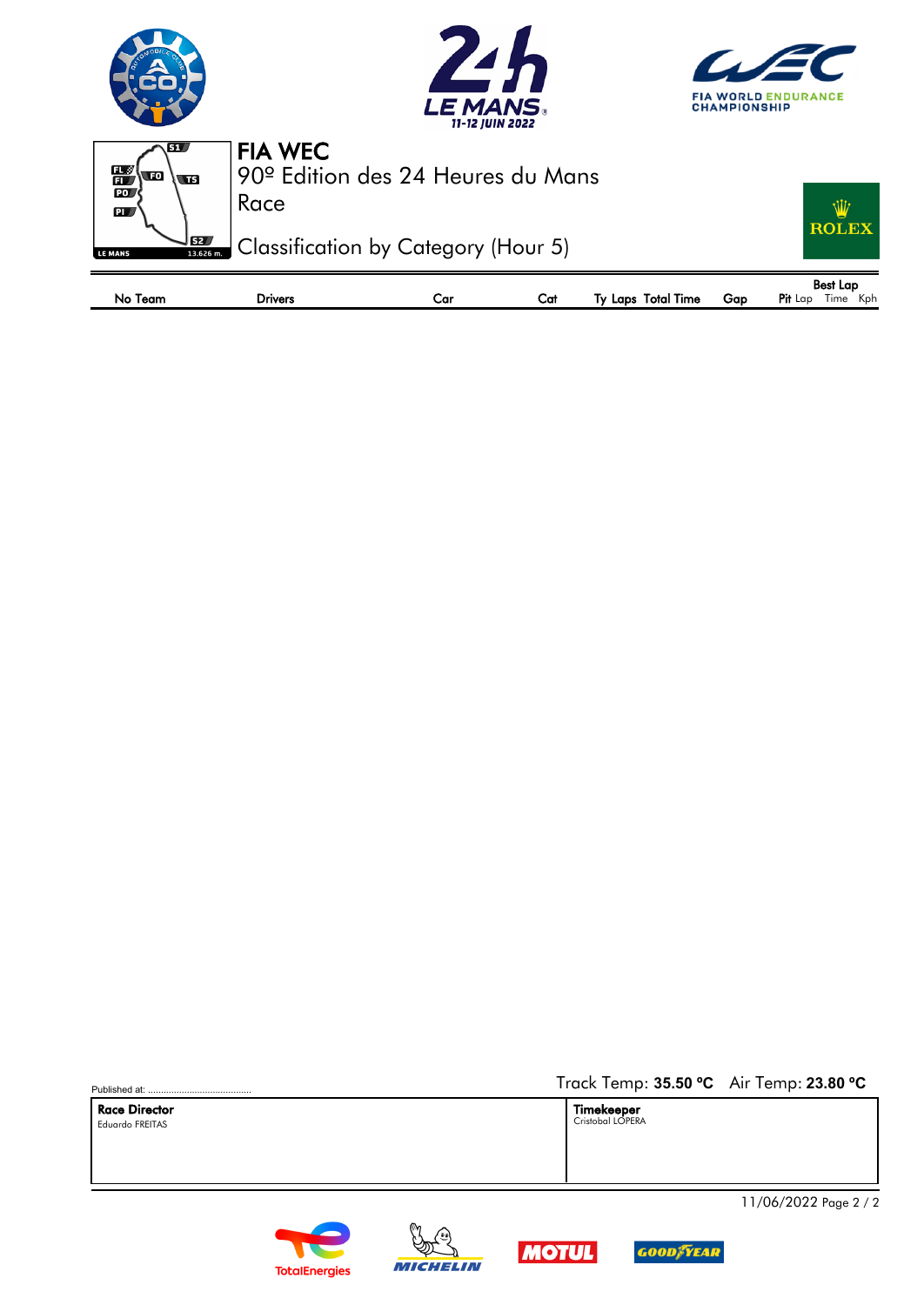# FIA WEC

90º Edition des 24 Heures du Mans

Race

Classification by Category (Hour 5)

| No | Team | Drivers | Car | Cat | Ty | Laps | Total Time | Gap | Pit | Best Lap Lap | Best Lap Time | Best Lap Kph |
|---|---|---|---|---|---|---|---|---|---|---|---|---|

Published at: ........................................

Track Temp: **35.50 ºC** Air Temp: **23.80 ºC**

| **Race Director** | **Timekeeper** |
|---|---|
| Eduardo FREITAS | Cristobal LOPERA |

11/06/2022